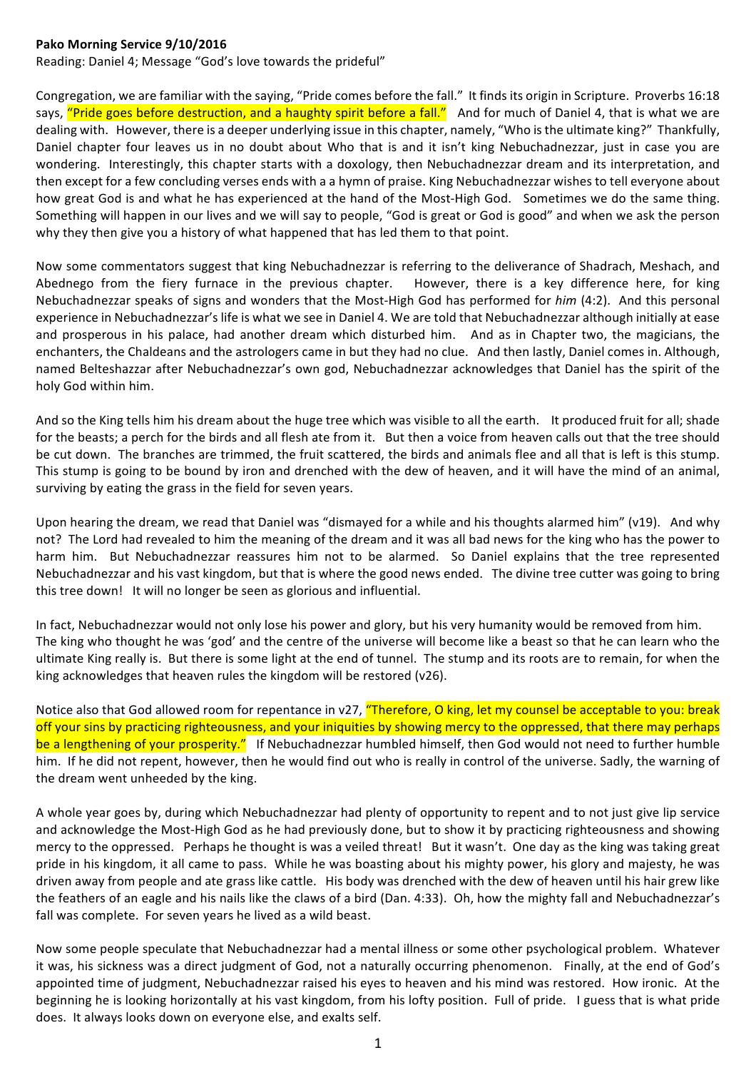**Pako Morning Service 9/10/2016**

Reading: Daniel 4; Message "God's love towards the prideful"

Congregation, we are familiar with the saying, "Pride comes before the fall." It finds its origin in Scripture. Proverbs 16:18 says, "Pride goes before destruction, and a haughty spirit before a fall." And for much of Daniel 4, that is what we are dealing with. However, there is a deeper underlying issue in this chapter, namely, "Who is the ultimate king?" Thankfully, Daniel chapter four leaves us in no doubt about Who that is and it isn't king Nebuchadnezzar, just in case you are wondering. Interestingly, this chapter starts with a doxology, then Nebuchadnezzar dream and its interpretation, and then except for a few concluding verses ends with a a hymn of praise. King Nebuchadnezzar wishes to tell everyone about how great God is and what he has experienced at the hand of the Most-High God. Sometimes we do the same thing. Something will happen in our lives and we will say to people, "God is great or God is good" and when we ask the person why they then give you a history of what happened that has led them to that point.

Now some commentators suggest that king Nebuchadnezzar is referring to the deliverance of Shadrach, Meshach, and Abednego from the fiery furnace in the previous chapter. However, there is a key difference here, for king Nebuchadnezzar speaks of signs and wonders that the Most-High God has performed for *him* (4:2). And this personal experience in Nebuchadnezzar's life is what we see in Daniel 4. We are told that Nebuchadnezzar although initially at ease and prosperous in his palace, had another dream which disturbed him. And as in Chapter two, the magicians, the enchanters, the Chaldeans and the astrologers came in but they had no clue. And then lastly, Daniel comes in. Although, named Belteshazzar after Nebuchadnezzar's own god, Nebuchadnezzar acknowledges that Daniel has the spirit of the holy God within him.

And so the King tells him his dream about the huge tree which was visible to all the earth. It produced fruit for all; shade for the beasts; a perch for the birds and all flesh ate from it. But then a voice from heaven calls out that the tree should be cut down. The branches are trimmed, the fruit scattered, the birds and animals flee and all that is left is this stump. This stump is going to be bound by iron and drenched with the dew of heaven, and it will have the mind of an animal, surviving by eating the grass in the field for seven years.

Upon hearing the dream, we read that Daniel was "dismayed for a while and his thoughts alarmed him" (v19). And why not? The Lord had revealed to him the meaning of the dream and it was all bad news for the king who has the power to harm him. But Nebuchadnezzar reassures him not to be alarmed. So Daniel explains that the tree represented Nebuchadnezzar and his vast kingdom, but that is where the good news ended. The divine tree cutter was going to bring this tree down! It will no longer be seen as glorious and influential.

In fact, Nebuchadnezzar would not only lose his power and glory, but his very humanity would be removed from him. The king who thought he was 'god' and the centre of the universe will become like a beast so that he can learn who the ultimate King really is. But there is some light at the end of tunnel. The stump and its roots are to remain, for when the king acknowledges that heaven rules the kingdom will be restored (v26).

Notice also that God allowed room for repentance in v27, "Therefore, O king, let my counsel be acceptable to you: break off your sins by practicing righteousness, and your iniquities by showing mercy to the oppressed, that there may perhaps be a lengthening of your prosperity." If Nebuchadnezzar humbled himself, then God would not need to further humble him. If he did not repent, however, then he would find out who is really in control of the universe. Sadly, the warning of the dream went unheeded by the king.

A whole year goes by, during which Nebuchadnezzar had plenty of opportunity to repent and to not just give lip service and acknowledge the Most-High God as he had previously done, but to show it by practicing righteousness and showing mercy to the oppressed. Perhaps he thought is was a veiled threat! But it wasn't. One day as the king was taking great pride in his kingdom, it all came to pass. While he was boasting about his mighty power, his glory and majesty, he was driven away from people and ate grass like cattle. His body was drenched with the dew of heaven until his hair grew like the feathers of an eagle and his nails like the claws of a bird (Dan. 4:33). Oh, how the mighty fall and Nebuchadnezzar's fall was complete. For seven years he lived as a wild beast.

Now some people speculate that Nebuchadnezzar had a mental illness or some other psychological problem. Whatever it was, his sickness was a direct judgment of God, not a naturally occurring phenomenon. Finally, at the end of God's appointed time of judgment, Nebuchadnezzar raised his eyes to heaven and his mind was restored. How ironic. At the beginning he is looking horizontally at his vast kingdom, from his lofty position. Full of pride. I guess that is what pride does. It always looks down on everyone else, and exalts self.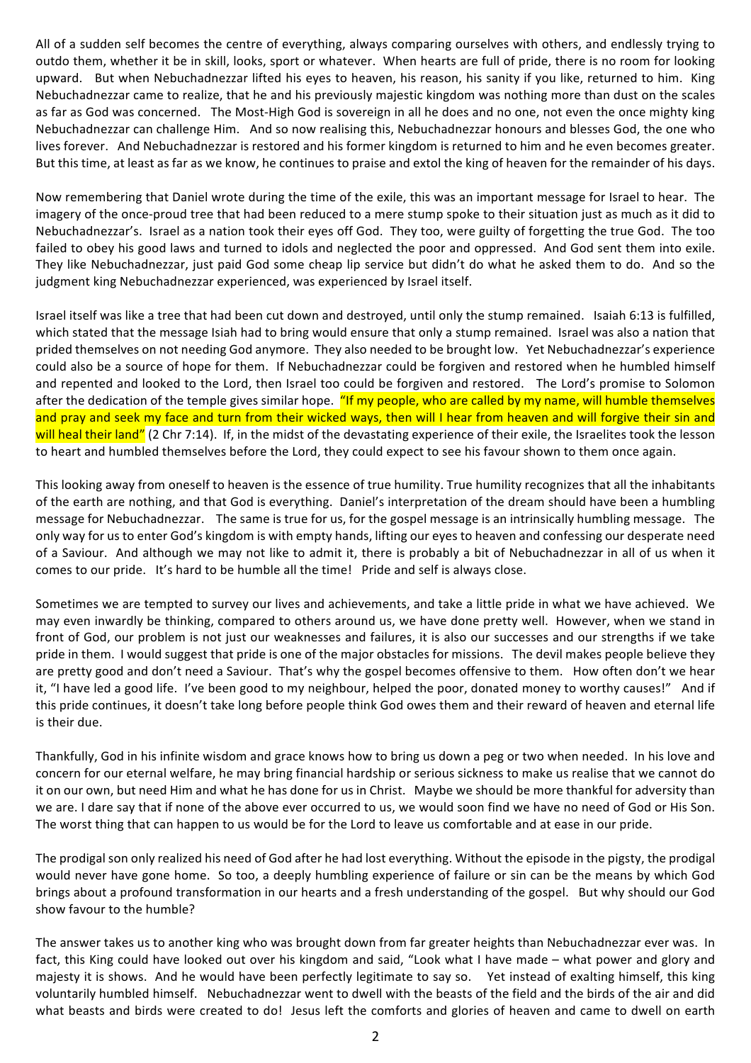All of a sudden self becomes the centre of everything, always comparing ourselves with others, and endlessly trying to outdo them, whether it be in skill, looks, sport or whatever. When hearts are full of pride, there is no room for looking upward. But when Nebuchadnezzar lifted his eyes to heaven, his reason, his sanity if you like, returned to him. King Nebuchadnezzar came to realize, that he and his previously majestic kingdom was nothing more than dust on the scales as far as God was concerned. The Most-High God is sovereign in all he does and no one, not even the once mighty king Nebuchadnezzar can challenge Him. And so now realising this, Nebuchadnezzar honours and blesses God, the one who lives forever. And Nebuchadnezzar is restored and his former kingdom is returned to him and he even becomes greater. But this time, at least as far as we know, he continues to praise and extol the king of heaven for the remainder of his days.

Now remembering that Daniel wrote during the time of the exile, this was an important message for Israel to hear. The imagery of the once-proud tree that had been reduced to a mere stump spoke to their situation just as much as it did to Nebuchadnezzar's. Israel as a nation took their eyes off God. They too, were guilty of forgetting the true God. The too failed to obey his good laws and turned to idols and neglected the poor and oppressed. And God sent them into exile. They like Nebuchadnezzar, just paid God some cheap lip service but didn't do what he asked them to do. And so the judgment king Nebuchadnezzar experienced, was experienced by Israel itself.

Israel itself was like a tree that had been cut down and destroyed, until only the stump remained. Isaiah 6:13 is fulfilled, which stated that the message Isiah had to bring would ensure that only a stump remained. Israel was also a nation that prided themselves on not needing God anymore. They also needed to be brought low. Yet Nebuchadnezzar's experience could also be a source of hope for them. If Nebuchadnezzar could be forgiven and restored when he humbled himself and repented and looked to the Lord, then Israel too could be forgiven and restored. The Lord's promise to Solomon after the dedication of the temple gives similar hope. "If my people, who are called by my name, will humble themselves and pray and seek my face and turn from their wicked ways, then will I hear from heaven and will forgive their sin and will heal their land" (2 Chr 7:14). If, in the midst of the devastating experience of their exile, the Israelites took the lesson to heart and humbled themselves before the Lord, they could expect to see his favour shown to them once again.

This looking away from oneself to heaven is the essence of true humility. True humility recognizes that all the inhabitants of the earth are nothing, and that God is everything. Daniel's interpretation of the dream should have been a humbling message for Nebuchadnezzar. The same is true for us, for the gospel message is an intrinsically humbling message. The only way for us to enter God's kingdom is with empty hands, lifting our eyes to heaven and confessing our desperate need of a Saviour. And although we may not like to admit it, there is probably a bit of Nebuchadnezzar in all of us when it comes to our pride. It's hard to be humble all the time! Pride and self is always close.

Sometimes we are tempted to survey our lives and achievements, and take a little pride in what we have achieved. We may even inwardly be thinking, compared to others around us, we have done pretty well. However, when we stand in front of God, our problem is not just our weaknesses and failures, it is also our successes and our strengths if we take pride in them. I would suggest that pride is one of the major obstacles for missions. The devil makes people believe they are pretty good and don't need a Saviour. That's why the gospel becomes offensive to them. How often don't we hear it, "I have led a good life. I've been good to my neighbour, helped the poor, donated money to worthy causes!" And if this pride continues, it doesn't take long before people think God owes them and their reward of heaven and eternal life is their due.

Thankfully, God in his infinite wisdom and grace knows how to bring us down a peg or two when needed. In his love and concern for our eternal welfare, he may bring financial hardship or serious sickness to make us realise that we cannot do it on our own, but need Him and what he has done for us in Christ. Maybe we should be more thankful for adversity than we are. I dare say that if none of the above ever occurred to us, we would soon find we have no need of God or His Son. The worst thing that can happen to us would be for the Lord to leave us comfortable and at ease in our pride.

The prodigal son only realized his need of God after he had lost everything. Without the episode in the pigsty, the prodigal would never have gone home. So too, a deeply humbling experience of failure or sin can be the means by which God brings about a profound transformation in our hearts and a fresh understanding of the gospel. But why should our God show favour to the humble?

The answer takes us to another king who was brought down from far greater heights than Nebuchadnezzar ever was. In fact, this King could have looked out over his kingdom and said, "Look what I have made – what power and glory and majesty it is shows. And he would have been perfectly legitimate to say so. Yet instead of exalting himself, this king voluntarily humbled himself. Nebuchadnezzar went to dwell with the beasts of the field and the birds of the air and did what beasts and birds were created to do! Jesus left the comforts and glories of heaven and came to dwell on earth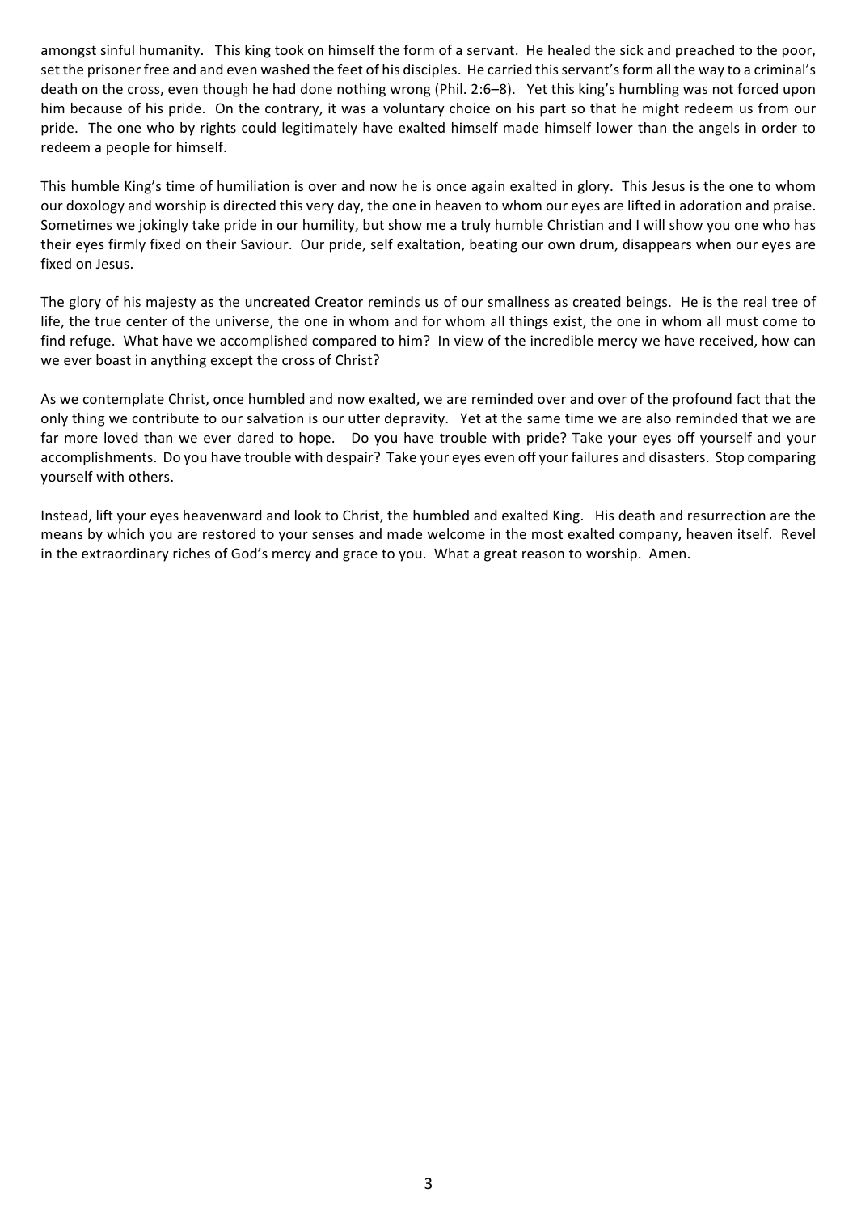amongst sinful humanity. This king took on himself the form of a servant. He healed the sick and preached to the poor, set the prisoner free and and even washed the feet of his disciples. He carried this servant's form all the way to a criminal's death on the cross, even though he had done nothing wrong (Phil. 2:6–8). Yet this king's humbling was not forced upon him because of his pride. On the contrary, it was a voluntary choice on his part so that he might redeem us from our pride. The one who by rights could legitimately have exalted himself made himself lower than the angels in order to redeem a people for himself.

This humble King's time of humiliation is over and now he is once again exalted in glory. This Jesus is the one to whom our doxology and worship is directed this very day, the one in heaven to whom our eyes are lifted in adoration and praise. Sometimes we jokingly take pride in our humility, but show me a truly humble Christian and I will show you one who has their eyes firmly fixed on their Saviour. Our pride, self exaltation, beating our own drum, disappears when our eyes are fixed on Jesus.

The glory of his majesty as the uncreated Creator reminds us of our smallness as created beings. He is the real tree of life, the true center of the universe, the one in whom and for whom all things exist, the one in whom all must come to find refuge. What have we accomplished compared to him? In view of the incredible mercy we have received, how can we ever boast in anything except the cross of Christ?

As we contemplate Christ, once humbled and now exalted, we are reminded over and over of the profound fact that the only thing we contribute to our salvation is our utter depravity. Yet at the same time we are also reminded that we are far more loved than we ever dared to hope. Do you have trouble with pride? Take your eyes off yourself and your accomplishments. Do you have trouble with despair? Take your eyes even off your failures and disasters. Stop comparing yourself with others.

Instead, lift your eyes heavenward and look to Christ, the humbled and exalted King. His death and resurrection are the means by which you are restored to your senses and made welcome in the most exalted company, heaven itself. Revel in the extraordinary riches of God's mercy and grace to you. What a great reason to worship. Amen.